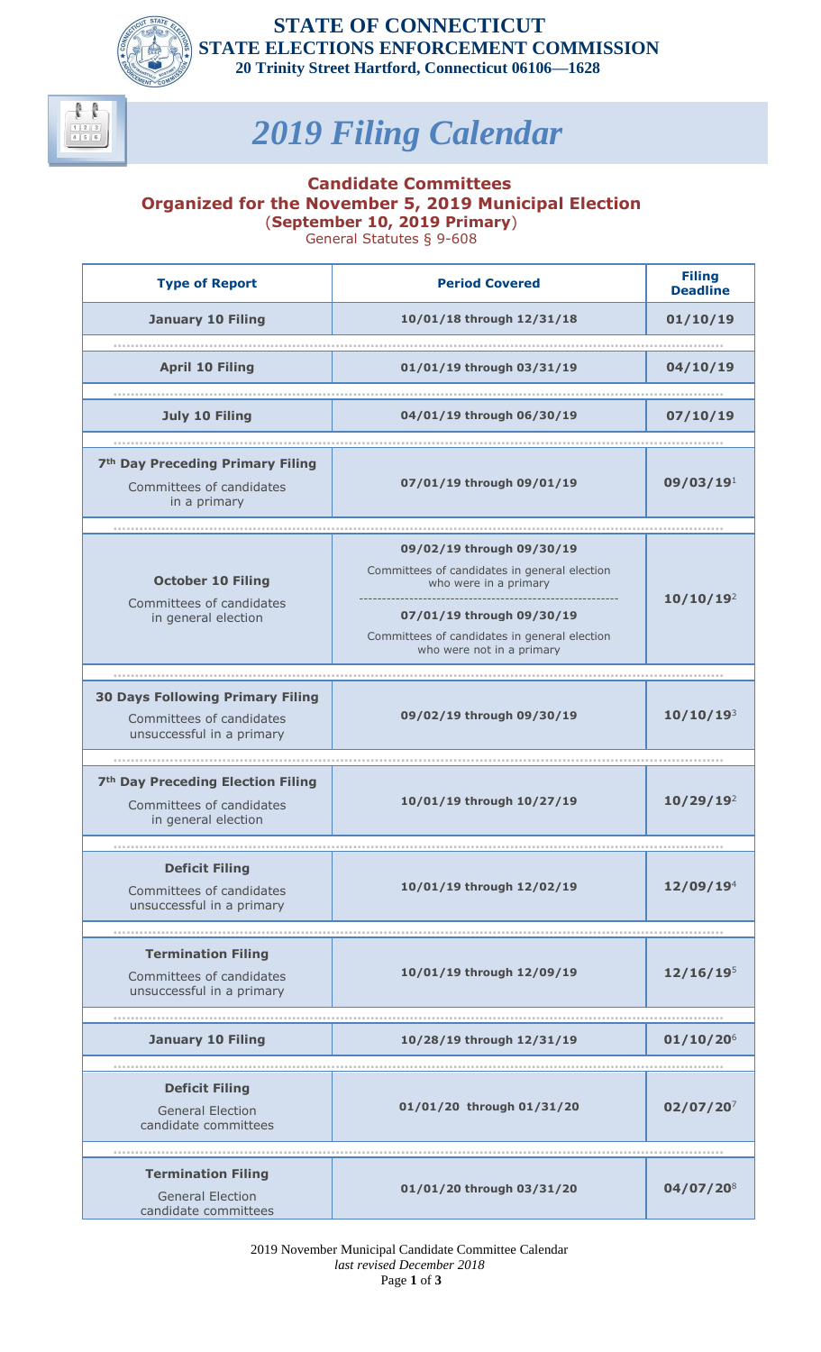**STATE OF CONNECTICUT**
**STATE ELECTIONS ENFORCEMENT COMMISSION**
**20 Trinity Street Hartford, Connecticut 06106—1628**

# *2019 Filing Calendar*

## Candidate Committees
## Organized for the November 5, 2019 Municipal Election
(**September 10, 2019 Primary**)
General Statutes § 9-608

| Type of Report | Period Covered | Filing Deadline |
|---|---|---|
| **January 10 Filing** | **10/01/18 through 12/31/18** | **01/10/19** |
| **April 10 Filing** | **01/01/19 through 03/31/19** | **04/10/19** |
| **July 10 Filing** | **04/01/19 through 06/30/19** | **07/10/19** |
| **7th Day Preceding Primary Filing** Committees of candidates in a primary | **07/01/19 through 09/01/19** | **09/03/19**[1] |
| **October 10 Filing** Committees of candidates in general election | **09/02/19 through 09/30/19** Committees of candidates in general election who were in a primary; **07/01/19 through 09/30/19** Committees of candidates in general election who were not in a primary | **10/10/19**[2] |
| **30 Days Following Primary Filing** Committees of candidates unsuccessful in a primary | **09/02/19 through 09/30/19** | **10/10/19**[3] |
| **7th Day Preceding Election Filing** Committees of candidates in general election | **10/01/19 through 10/27/19** | **10/29/19**[2] |
| **Deficit Filing** Committees of candidates unsuccessful in a primary | **10/01/19 through 12/02/19** | **12/09/19**[4] |
| **Termination Filing** Committees of candidates unsuccessful in a primary | **10/01/19 through 12/09/19** | **12/16/19**[5] |
| **January 10 Filing** | **10/28/19 through 12/31/19** | **01/10/20**[6] |
| **Deficit Filing** General Election candidate committees | **01/01/20 through 01/31/20** | **02/07/20**[7] |
| **Termination Filing** General Election candidate committees | **01/01/20 through 03/31/20** | **04/07/20**[8] |

2019 November Municipal Candidate Committee Calendar
*last revised December 2018*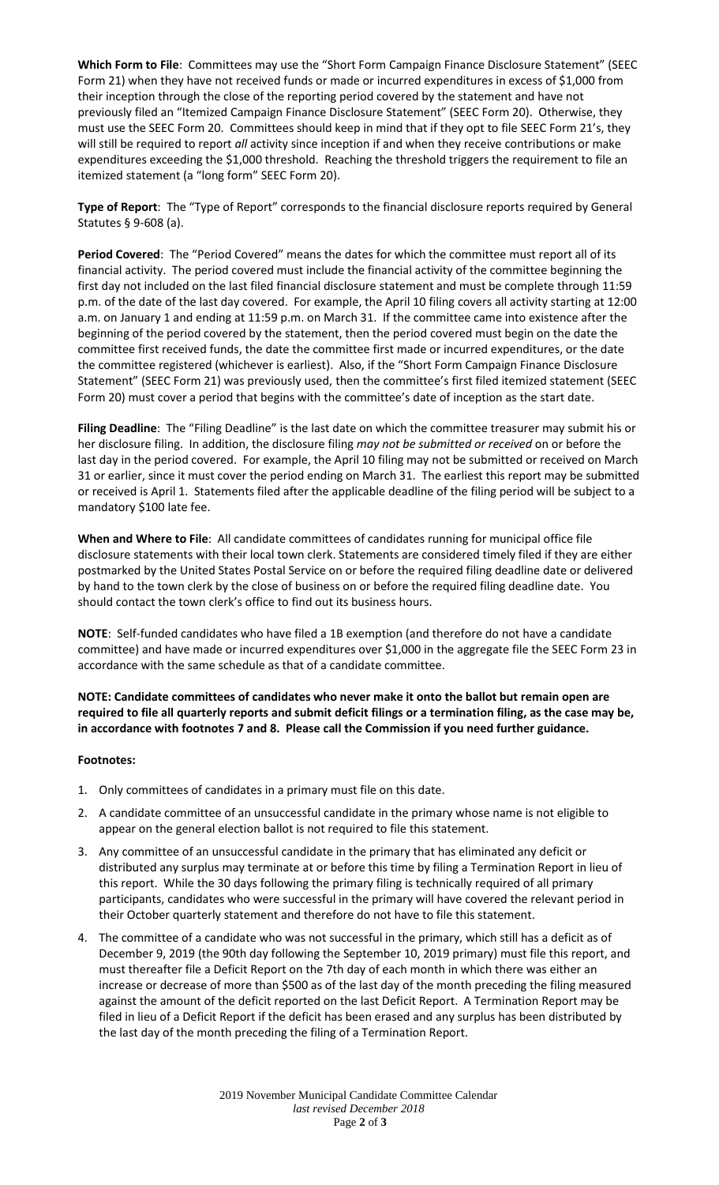**Which Form to File**: Committees may use the "Short Form Campaign Finance Disclosure Statement" (SEEC Form 21) when they have not received funds or made or incurred expenditures in excess of $1,000 from their inception through the close of the reporting period covered by the statement and have not previously filed an "Itemized Campaign Finance Disclosure Statement" (SEEC Form 20). Otherwise, they must use the SEEC Form 20. Committees should keep in mind that if they opt to file SEEC Form 21's, they will still be required to report *all* activity since inception if and when they receive contributions or make expenditures exceeding the $1,000 threshold. Reaching the threshold triggers the requirement to file an itemized statement (a "long form" SEEC Form 20).

**Type of Report**: The "Type of Report" corresponds to the financial disclosure reports required by General Statutes § 9-608 (a).

**Period Covered**: The "Period Covered" means the dates for which the committee must report all of its financial activity. The period covered must include the financial activity of the committee beginning the first day not included on the last filed financial disclosure statement and must be complete through 11:59 p.m. of the date of the last day covered. For example, the April 10 filing covers all activity starting at 12:00 a.m. on January 1 and ending at 11:59 p.m. on March 31. If the committee came into existence after the beginning of the period covered by the statement, then the period covered must begin on the date the committee first received funds, the date the committee first made or incurred expenditures, or the date the committee registered (whichever is earliest). Also, if the "Short Form Campaign Finance Disclosure Statement" (SEEC Form 21) was previously used, then the committee's first filed itemized statement (SEEC Form 20) must cover a period that begins with the committee's date of inception as the start date.

**Filing Deadline**: The "Filing Deadline" is the last date on which the committee treasurer may submit his or her disclosure filing. In addition, the disclosure filing *may not be submitted or received* on or before the last day in the period covered. For example, the April 10 filing may not be submitted or received on March 31 or earlier, since it must cover the period ending on March 31. The earliest this report may be submitted or received is April 1. Statements filed after the applicable deadline of the filing period will be subject to a mandatory $100 late fee.

**When and Where to File**: All candidate committees of candidates running for municipal office file disclosure statements with their local town clerk. Statements are considered timely filed if they are either postmarked by the United States Postal Service on or before the required filing deadline date or delivered by hand to the town clerk by the close of business on or before the required filing deadline date. You should contact the town clerk's office to find out its business hours.

**NOTE**: Self-funded candidates who have filed a 1B exemption (and therefore do not have a candidate committee) and have made or incurred expenditures over $1,000 in the aggregate file the SEEC Form 23 in accordance with the same schedule as that of a candidate committee.

**NOTE: Candidate committees of candidates who never make it onto the ballot but remain open are required to file all quarterly reports and submit deficit filings or a termination filing, as the case may be, in accordance with footnotes 7 and 8. Please call the Commission if you need further guidance.**

**Footnotes:**

1. Only committees of candidates in a primary must file on this date.
2. A candidate committee of an unsuccessful candidate in the primary whose name is not eligible to appear on the general election ballot is not required to file this statement.
3. Any committee of an unsuccessful candidate in the primary that has eliminated any deficit or distributed any surplus may terminate at or before this time by filing a Termination Report in lieu of this report. While the 30 days following the primary filing is technically required of all primary participants, candidates who were successful in the primary will have covered the relevant period in their October quarterly statement and therefore do not have to file this statement.
4. The committee of a candidate who was not successful in the primary, which still has a deficit as of December 9, 2019 (the 90th day following the September 10, 2019 primary) must file this report, and must thereafter file a Deficit Report on the 7th day of each month in which there was either an increase or decrease of more than $500 as of the last day of the month preceding the filing measured against the amount of the deficit reported on the last Deficit Report. A Termination Report may be filed in lieu of a Deficit Report if the deficit has been erased and any surplus has been distributed by the last day of the month preceding the filing of a Termination Report.

2019 November Municipal Candidate Committee Calendar
*last revised December 2018*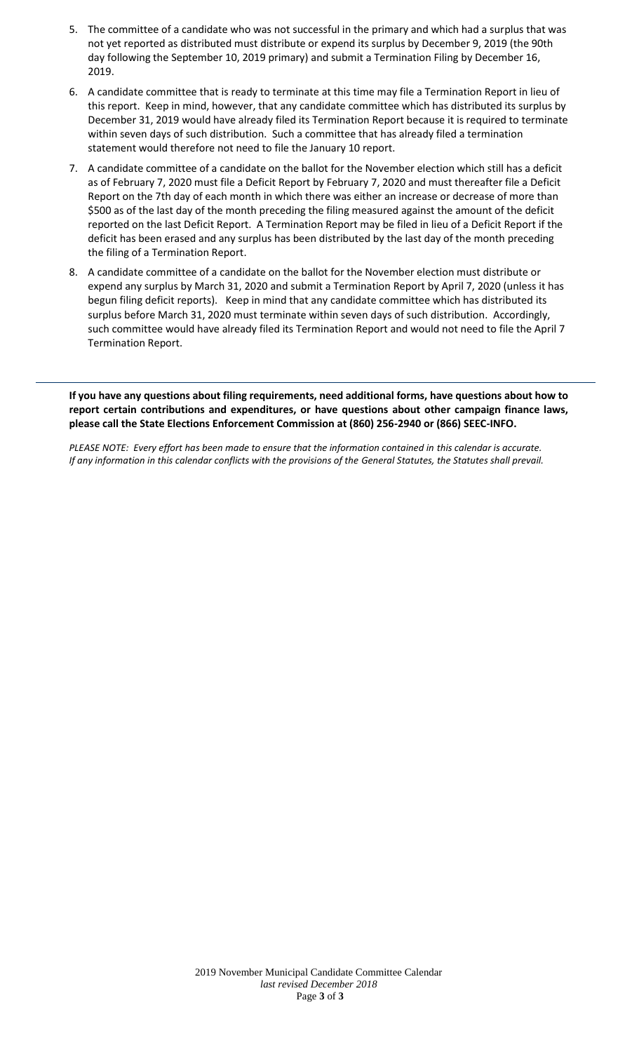5. The committee of a candidate who was not successful in the primary and which had a surplus that was not yet reported as distributed must distribute or expend its surplus by December 9, 2019 (the 90th day following the September 10, 2019 primary) and submit a Termination Filing by December 16, 2019.

6. A candidate committee that is ready to terminate at this time may file a Termination Report in lieu of this report. Keep in mind, however, that any candidate committee which has distributed its surplus by December 31, 2019 would have already filed its Termination Report because it is required to terminate within seven days of such distribution. Such a committee that has already filed a termination statement would therefore not need to file the January 10 report.

7. A candidate committee of a candidate on the ballot for the November election which still has a deficit as of February 7, 2020 must file a Deficit Report by February 7, 2020 and must thereafter file a Deficit Report on the 7th day of each month in which there was either an increase or decrease of more than $500 as of the last day of the month preceding the filing measured against the amount of the deficit reported on the last Deficit Report. A Termination Report may be filed in lieu of a Deficit Report if the deficit has been erased and any surplus has been distributed by the last day of the month preceding the filing of a Termination Report.

8. A candidate committee of a candidate on the ballot for the November election must distribute or expend any surplus by March 31, 2020 and submit a Termination Report by April 7, 2020 (unless it has begun filing deficit reports). Keep in mind that any candidate committee which has distributed its surplus before March 31, 2020 must terminate within seven days of such distribution. Accordingly, such committee would have already filed its Termination Report and would not need to file the April 7 Termination Report.

---

**If you have any questions about filing requirements, need additional forms, have questions about how to report certain contributions and expenditures, or have questions about other campaign finance laws, please call the State Elections Enforcement Commission at (860) 256-2940 or (866) SEEC-INFO.**

*PLEASE NOTE: Every effort has been made to ensure that the information contained in this calendar is accurate. If any information in this calendar conflicts with the provisions of the General Statutes, the Statutes shall prevail.*